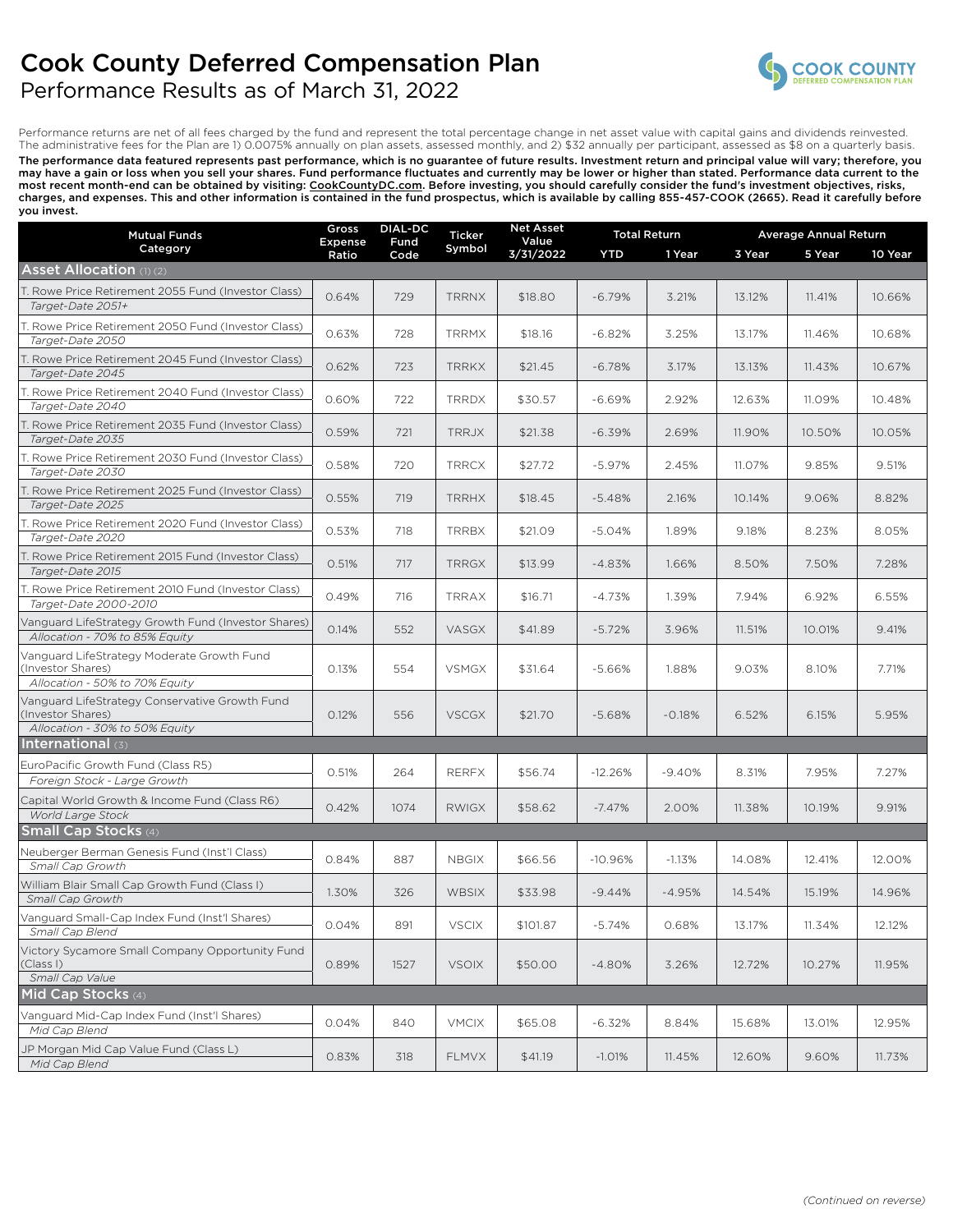# Cook County Deferred Compensation Plan

## Performance Results as of March 31, 2022

Performance returns are net of all fees charged by the fund and represent the total percentage change in net asset value with capital gains and dividends reinvested. The administrative fees for the Plan are 1) 0.0075% annually on plan assets, assessed monthly, and 2) $32 annually per participant, assessed as $8 on a quarterly basis.

**The performance data featured represents past performance, which is no guarantee of future results. Investment return and principal value will vary; therefore, you may have a gain or loss when you sell your shares. Fund performance fluctuates and currently may be lower or higher than stated. Performance data current to the most recent month-end can be obtained by visiting: CookCountyDC.com. Before investing, you should carefully consider the fund's investment objectives, risks, charges, and expenses. This and other information is contained in the fund prospectus, which is available by calling 855-457-COOK (2665). Read it carefully before you invest.**

| Mutual Funds Category | Gross Expense Ratio | DIAL-DC Fund Code | Ticker Symbol | Net Asset Value 3/31/2022 | Total Return | | Average Annual Return | | |
|---|---|---|---|---|---|---|---|---|---|
| | | | | | YTD | 1 Year | 3 Year | 5 Year | 10 Year |
| **Asset Allocation** (1) (2) | | | | | | | | | |
| T. Rowe Price Retirement 2055 Fund (Investor Class) *Target-Date 2051+* | 0.64% | 729 | TRRNX | $18.80 | -6.79% | 3.21% | 13.12% | 11.41% | 10.66% |
| T. Rowe Price Retirement 2050 Fund (Investor Class) *Target-Date 2050* | 0.63% | 728 | TRRMX | $18.16 | -6.82% | 3.25% | 13.17% | 11.46% | 10.68% |
| T. Rowe Price Retirement 2045 Fund (Investor Class) *Target-Date 2045* | 0.62% | 723 | TRRKX | $21.45 | -6.78% | 3.17% | 13.13% | 11.43% | 10.67% |
| T. Rowe Price Retirement 2040 Fund (Investor Class) *Target-Date 2040* | 0.60% | 722 | TRRDX | $30.57 | -6.69% | 2.92% | 12.63% | 11.09% | 10.48% |
| T. Rowe Price Retirement 2035 Fund (Investor Class) *Target-Date 2035* | 0.59% | 721 | TRRJX | $21.38 | -6.39% | 2.69% | 11.90% | 10.50% | 10.05% |
| T. Rowe Price Retirement 2030 Fund (Investor Class) *Target-Date 2030* | 0.58% | 720 | TRRCX | $27.72 | -5.97% | 2.45% | 11.07% | 9.85% | 9.51% |
| T. Rowe Price Retirement 2025 Fund (Investor Class) *Target-Date 2025* | 0.55% | 719 | TRRHX | $18.45 | -5.48% | 2.16% | 10.14% | 9.06% | 8.82% |
| T. Rowe Price Retirement 2020 Fund (Investor Class) *Target-Date 2020* | 0.53% | 718 | TRRBX | $21.09 | -5.04% | 1.89% | 9.18% | 8.23% | 8.05% |
| T. Rowe Price Retirement 2015 Fund (Investor Class) *Target-Date 2015* | 0.51% | 717 | TRRGX | $13.99 | -4.83% | 1.66% | 8.50% | 7.50% | 7.28% |
| T. Rowe Price Retirement 2010 Fund (Investor Class) *Target-Date 2000-2010* | 0.49% | 716 | TRRAX | $16.71 | -4.73% | 1.39% | 7.94% | 6.92% | 6.55% |
| Vanguard LifeStrategy Growth Fund (Investor Shares) *Allocation - 70% to 85% Equity* | 0.14% | 552 | VASGX | $41.89 | -5.72% | 3.96% | 11.51% | 10.01% | 9.41% |
| Vanguard LifeStrategy Moderate Growth Fund (Investor Shares) *Allocation - 50% to 70% Equity* | 0.13% | 554 | VSMGX | $31.64 | -5.66% | 1.88% | 9.03% | 8.10% | 7.71% |
| Vanguard LifeStrategy Conservative Growth Fund (Investor Shares) *Allocation - 30% to 50% Equity* | 0.12% | 556 | VSCGX | $21.70 | -5.68% | -0.18% | 6.52% | 6.15% | 5.95% |
| **International** (3) | | | | | | | | | |
| EuroPacific Growth Fund (Class R5) *Foreign Stock - Large Growth* | 0.51% | 264 | RERFX | $56.74 | -12.26% | -9.40% | 8.31% | 7.95% | 7.27% |
| Capital World Growth & Income Fund (Class R6) *World Large Stock* | 0.42% | 1074 | RWIGX | $58.62 | -7.47% | 2.00% | 11.38% | 10.19% | 9.91% |
| **Small Cap Stocks** (4) | | | | | | | | | |
| Neuberger Berman Genesis Fund (Inst'l Class) *Small Cap Growth* | 0.84% | 887 | NBGIX | $66.56 | -10.96% | -1.13% | 14.08% | 12.41% | 12.00% |
| William Blair Small Cap Growth Fund (Class I) *Small Cap Growth* | 1.30% | 326 | WBSIX | $33.98 | -9.44% | -4.95% | 14.54% | 15.19% | 14.96% |
| Vanguard Small-Cap Index Fund (Inst'l Shares) *Small Cap Blend* | 0.04% | 891 | VSCIX | $101.87 | -5.74% | 0.68% | 13.17% | 11.34% | 12.12% |
| Victory Sycamore Small Company Opportunity Fund (Class I) *Small Cap Value* | 0.89% | 1527 | VSOIX | $50.00 | -4.80% | 3.26% | 12.72% | 10.27% | 11.95% |
| **Mid Cap Stocks** (4) | | | | | | | | | |
| Vanguard Mid-Cap Index Fund (Inst'l Shares) *Mid Cap Blend* | 0.04% | 840 | VMCIX | $65.08 | -6.32% | 8.84% | 15.68% | 13.01% | 12.95% |
| JP Morgan Mid Cap Value Fund (Class L) *Mid Cap Blend* | 0.83% | 318 | FLMVX | $41.19 | -1.01% | 11.45% | 12.60% | 9.60% | 11.73% |

*(Continued on reverse)*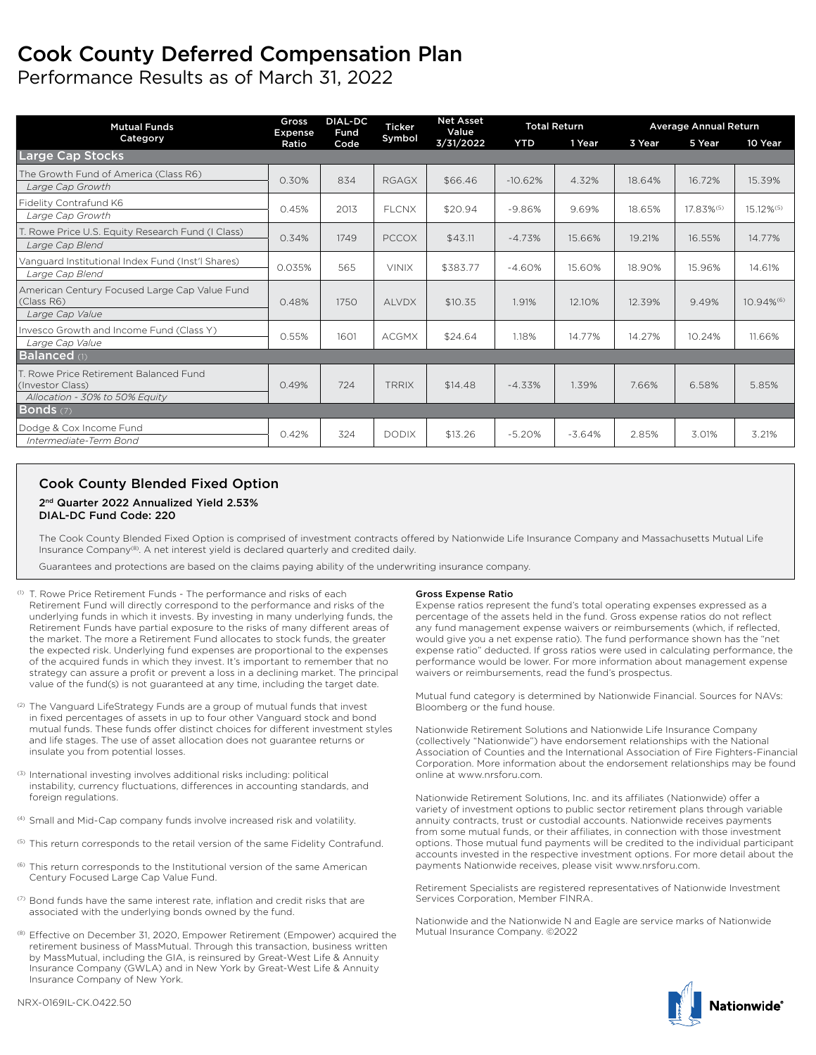# Cook County Deferred Compensation Plan

## Performance Results as of March 31, 2022

| Mutual Funds Category | Gross Expense Ratio | DIAL-DC Fund Code | Ticker Symbol | Net Asset Value 3/31/2022 | Total Return | | Average Annual Return | | |
|---|---|---|---|---|---|---|---|---|---|
| | | | | | YTD | 1 Year | 3 Year | 5 Year | 10 Year |
| **Large Cap Stocks** | | | | | | | | | |
| The Growth Fund of America (Class R6) *Large Cap Growth* | 0.30% | 834 | RGAGX | $66.46 | -10.62% | 4.32% | 18.64% | 16.72% | 15.39% |
| Fidelity Contrafund K6 *Large Cap Growth* | 0.45% | 2013 | FLCNX | $20.94 | -9.86% | 9.69% | 18.65% | 17.83%(5) | 15.12%(5) |
| T. Rowe Price U.S. Equity Research Fund (I Class) *Large Cap Blend* | 0.34% | 1749 | PCCOX | $43.11 | -4.73% | 15.66% | 19.21% | 16.55% | 14.77% |
| Vanguard Institutional Index Fund (Inst'l Shares) *Large Cap Blend* | 0.035% | 565 | VINIX | $383.77 | -4.60% | 15.60% | 18.90% | 15.96% | 14.61% |
| American Century Focused Large Cap Value Fund (Class R6) *Large Cap Value* | 0.48% | 1750 | ALVDX | $10.35 | 1.91% | 12.10% | 12.39% | 9.49% | 10.94%(6) |
| Invesco Growth and Income Fund (Class Y) *Large Cap Value* | 0.55% | 1601 | ACGMX | $24.64 | 1.18% | 14.77% | 14.27% | 10.24% | 11.66% |
| **Balanced** (1) | | | | | | | | | |
| T. Rowe Price Retirement Balanced Fund (Investor Class) *Allocation - 30% to 50% Equity* | 0.49% | 724 | TRRIX | $14.48 | -4.33% | 1.39% | 7.66% | 6.58% | 5.85% |
| **Bonds** (7) | | | | | | | | | |
| Dodge & Cox Income Fund *Intermediate-Term Bond* | 0.42% | 324 | DODIX | $13.26 | -5.20% | -3.64% | 2.85% | 3.01% | 3.21% |

### Cook County Blended Fixed Option

**2nd Quarter 2022 Annualized Yield 2.53%**
**DIAL-DC Fund Code: 220**

The Cook County Blended Fixed Option is comprised of investment contracts offered by Nationwide Life Insurance Company and Massachusetts Mutual Life Insurance Company[8]. A net interest yield is declared quarterly and credited daily.

Guarantees and protections are based on the claims paying ability of the underwriting insurance company.

(1) T. Rowe Price Retirement Funds - The performance and risks of each Retirement Fund will directly correspond to the performance and risks of the underlying funds in which it invests. By investing in many underlying funds, the Retirement Funds have partial exposure to the risks of many different areas of the market. The more a Retirement Fund allocates to stock funds, the greater the expected risk. Underlying fund expenses are proportional to the expenses of the acquired funds in which they invest. It's important to remember that no strategy can assure a profit or prevent a loss in a declining market. The principal value of the fund(s) is not guaranteed at any time, including the target date.

(2) The Vanguard LifeStrategy Funds are a group of mutual funds that invest in fixed percentages of assets in up to four other Vanguard stock and bond mutual funds. These funds offer distinct choices for different investment styles and life stages. The use of asset allocation does not guarantee returns or insulate you from potential losses.

(3) International investing involves additional risks including: political instability, currency fluctuations, differences in accounting standards, and foreign regulations.

(4) Small and Mid-Cap company funds involve increased risk and volatility.

(5) This return corresponds to the retail version of the same Fidelity Contrafund.

(6) This return corresponds to the Institutional version of the same American Century Focused Large Cap Value Fund.

(7) Bond funds have the same interest rate, inflation and credit risks that are associated with the underlying bonds owned by the fund.

(8) Effective on December 31, 2020, Empower Retirement (Empower) acquired the retirement business of MassMutual. Through this transaction, business written by MassMutual, including the GIA, is reinsured by Great-West Life & Annuity Insurance Company (GWLA) and in New York by Great-West Life & Annuity Insurance Company of New York.

**Gross Expense Ratio**

Expense ratios represent the fund's total operating expenses expressed as a percentage of the assets held in the fund. Gross expense ratios do not reflect any fund management expense waivers or reimbursements (which, if reflected, would give you a net expense ratio). The fund performance shown has the "net expense ratio" deducted. If gross ratios were used in calculating performance, the performance would be lower. For more information about management expense waivers or reimbursements, read the fund's prospectus.

Mutual fund category is determined by Nationwide Financial. Sources for NAVs: Bloomberg or the fund house.

Nationwide Retirement Solutions and Nationwide Life Insurance Company (collectively "Nationwide") have endorsement relationships with the National Association of Counties and the International Association of Fire Fighters-Financial Corporation. More information about the endorsement relationships may be found online at www.nrsforu.com.

Nationwide Retirement Solutions, Inc. and its affiliates (Nationwide) offer a variety of investment options to public sector retirement plans through variable annuity contracts, trust or custodial accounts. Nationwide receives payments from some mutual funds, or their affiliates, in connection with those investment options. Those mutual fund payments will be credited to the individual participant accounts invested in the respective investment options. For more detail about the payments Nationwide receives, please visit www.nrsforu.com.

Retirement Specialists are registered representatives of Nationwide Investment Services Corporation, Member FINRA.

Nationwide and the Nationwide N and Eagle are service marks of Nationwide Mutual Insurance Company. ©2022

NRX-0169IL-CK.0422.50

Nationwide®